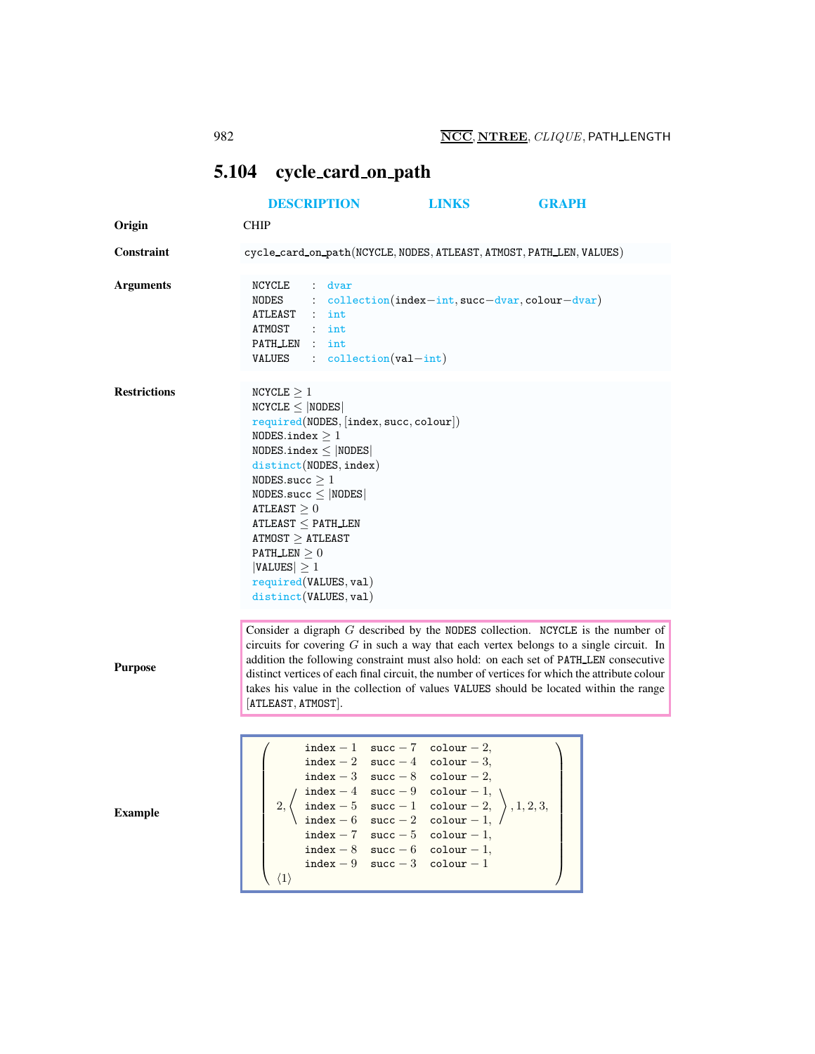## 5.104 cycle_card_on_path

DESCRIPTION LINKS GRAPH

**Origin**

CHIP

**Constraint**

cycle_card_on_path(NCYCLE, NODES, ATLEAST, ATMOST, PATH_LEN, VALUES)

**Arguments**

```
NCYCLE   : dvar
NODES    : collection(index-int, succ-dvar, colour-dvar)
ATLEAST  : int
ATMOST   : int
PATH_LEN : int
VALUES   : collection(val-int)
```

**Restrictions**

```
NCYCLE ≥ 1
NCYCLE ≤ |NODES|
required(NODES, [index, succ, colour])
NODES.index ≥ 1
NODES.index ≤ |NODES|
distinct(NODES, index)
NODES.succ ≥ 1
NODES.succ ≤ |NODES|
ATLEAST ≥ 0
ATLEAST ≤ PATH_LEN
ATMOST ≥ ATLEAST
PATH_LEN ≥ 0
|VALUES| ≥ 1
required(VALUES, val)
distinct(VALUES, val)
```

**Purpose**

Consider a digraph $G$ described by the NODES collection. NCYCLE is the number of circuits for covering $G$ in such a way that each vertex belongs to a single circuit. In addition the following constraint must also hold: on each set of PATH_LEN consecutive distinct vertices of each final circuit, the number of vertices for which the attribute colour takes his value in the collection of values VALUES should be located within the range [ATLEAST, ATMOST].

**Example**

$$
\left(\begin{array}{l}
2, \left\langle\begin{array}{lll}
\text{index}-1 & \text{succ}-7 & \text{colour}-2, \\
\text{index}-2 & \text{succ}-4 & \text{colour}-3, \\
\text{index}-3 & \text{succ}-8 & \text{colour}-2, \\
\text{index}-4 & \text{succ}-9 & \text{colour}-1, \\
\text{index}-5 & \text{succ}-1 & \text{colour}-2, \\
\text{index}-6 & \text{succ}-2 & \text{colour}-1, \\
\text{index}-7 & \text{succ}-5 & \text{colour}-1, \\
\text{index}-8 & \text{succ}-6 & \text{colour}-1, \\
\text{index}-9 & \text{succ}-3 & \text{colour}-1
\end{array}\right\rangle, 1, 2, 3, \\
\langle 1 \rangle
\end{array}\right)
$$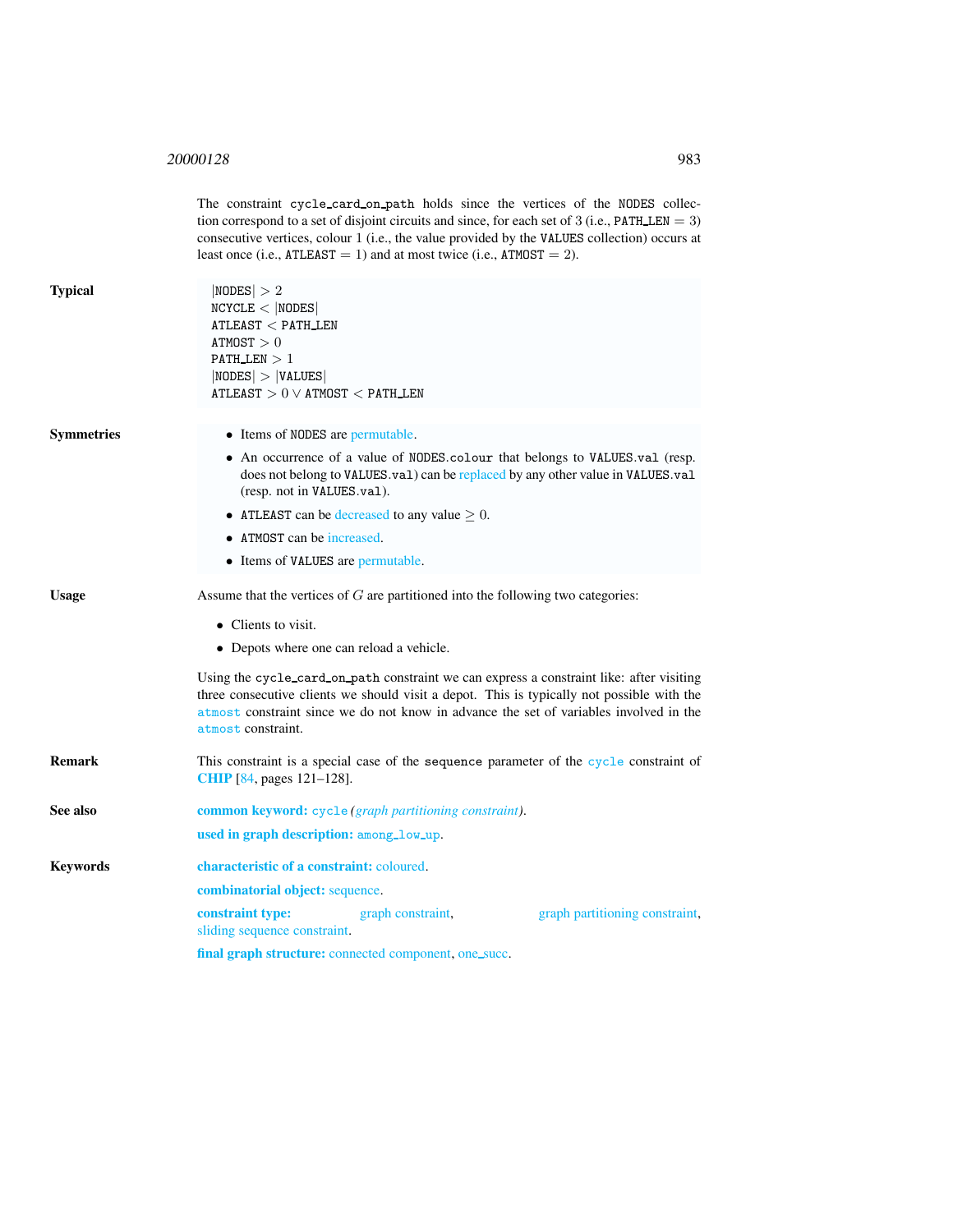The constraint cycle_card_on_path holds since the vertices of the NODES collection correspond to a set of disjoint circuits and since, for each set of 3 (i.e., PATH_LEN $= 3$) consecutive vertices, colour 1 (i.e., the value provided by the VALUES collection) occurs at least once (i.e., ATLEAST $= 1$) and at most twice (i.e., ATMOST $= 2$).

**Typical**

- $|\text{NODES}| > 2$
- $\text{NCYCLE} < |\text{NODES}|$
- $\text{ATLEAST} < \text{PATH\_LEN}$
- $\text{ATMOST} > 0$
- $\text{PATH\_LEN} > 1$
- $|\text{NODES}| > |\text{VALUES}|$
- $\text{ATLEAST} > 0 \vee \text{ATMOST} < \text{PATH\_LEN}$

**Symmetries**

- Items of NODES are permutable.
- An occurrence of a value of NODES.colour that belongs to VALUES.val (resp. does not belong to VALUES.val) can be replaced by any other value in VALUES.val (resp. not in VALUES.val).
- ATLEAST can be decreased to any value $\geq 0$.
- ATMOST can be increased.
- Items of VALUES are permutable.

**Usage**

Assume that the vertices of $G$ are partitioned into the following two categories:

- Clients to visit.
- Depots where one can reload a vehicle.

Using the cycle_card_on_path constraint we can express a constraint like: after visiting three consecutive clients we should visit a depot. This is typically not possible with the atmost constraint since we do not know in advance the set of variables involved in the atmost constraint.

**Remark**

This constraint is a special case of the sequence parameter of the cycle constraint of CHIP [84, pages 121–128].

**See also**

**common keyword:** cycle *(graph partitioning constraint)*.

**used in graph description:** among_low_up.

**Keywords**

**characteristic of a constraint:** coloured.

**combinatorial object:** sequence.

**constraint type:** graph constraint, graph partitioning constraint, sliding sequence constraint.

**final graph structure:** connected component, one_succ.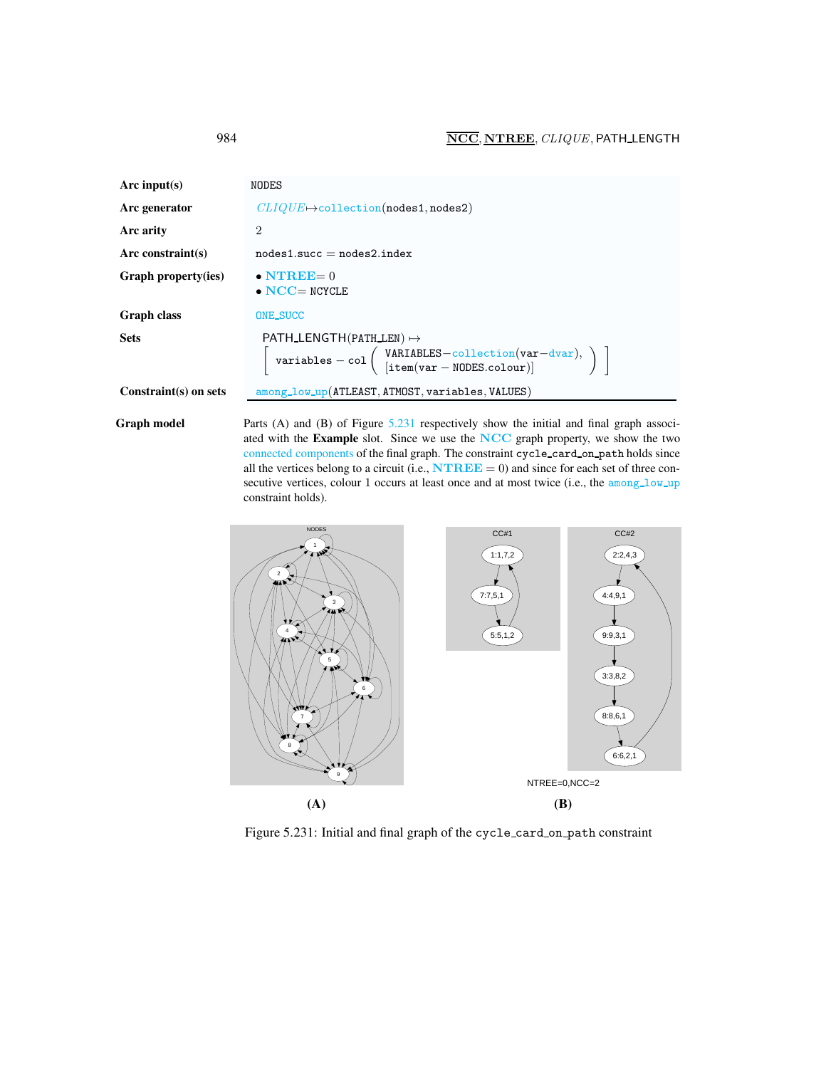| | |
|---|---|
| **Arc input(s)** | NODES |
| **Arc generator** | *CLIQUE*↦collection(nodes1, nodes2) |
| **Arc arity** | 2 |
| **Arc constraint(s)** | nodes1.succ = nodes2.index |
| **Graph property(ies)** | • **NTREE**= 0<br>• **NCC**= NCYCLE |
| **Graph class** | ONE_SUCC |
| **Sets** | PATH_LENGTH(PATH_LEN) ↦<br>[ variables − col ( VARIABLES−collection(var−dvar), [item(var − NODES.colour)] ) ] |
| **Constraint(s) on sets** | among_low_up(ATLEAST, ATMOST, variables, VALUES) |

**Graph model**

Parts (A) and (B) of Figure 5.231 respectively show the initial and final graph associated with the **Example** slot. Since we use the **NCC** graph property, we show the two connected components of the final graph. The constraint cycle_card_on_path holds since all the vertices belong to a circuit (i.e., **NTREE** = 0) and since for each set of three consecutive vertices, colour 1 occurs at least once and at most twice (i.e., the among_low_up constraint holds).

Figure 5.231: Initial and final graph of the cycle_card_on_path constraint